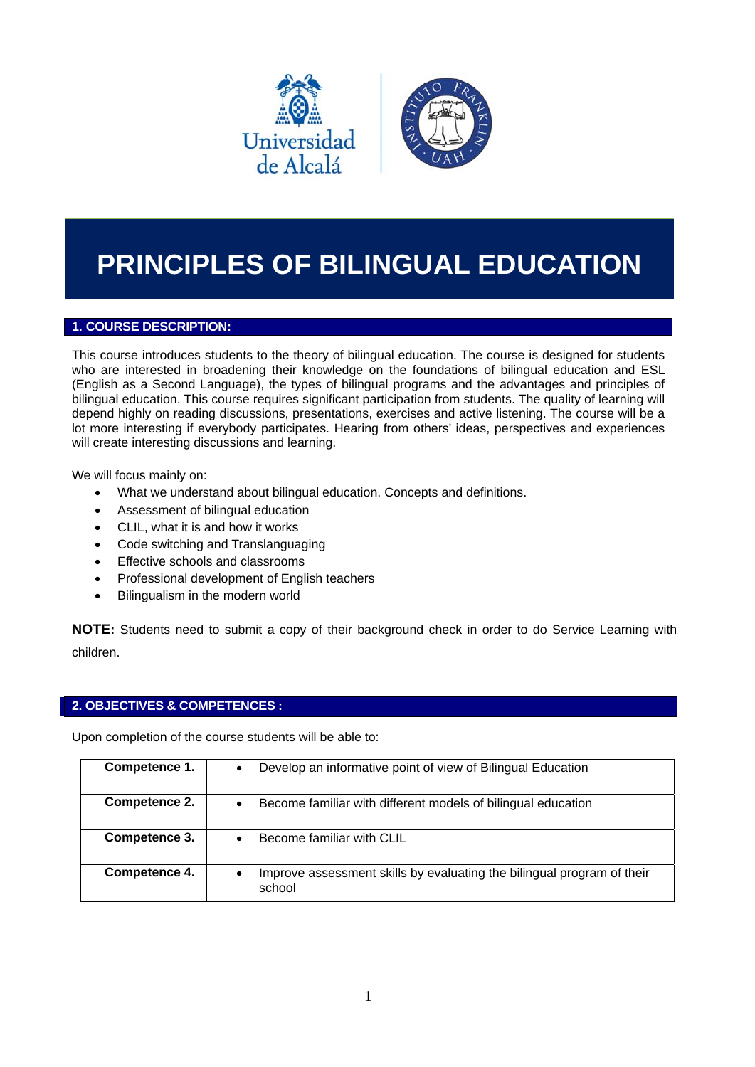# PRINCIPLES OF BILINGUAL EDUCATION

## 1. COURSE DESCRIPTION:

This course introduces students to the theory of bilingual education. The course is designed for students who are interested in broadening their knowledge on the foundations of bilingual education and ESL (English as a Second Language), the types of bilingual programs and the advantages and principles of bilingual education. This course requires significant participation from students. The quality of learning will depend highly on reading discussions, presentations, exercises and active listening. The course will be a lot more interesting if everybody participates. Hearing from others' ideas, perspectives and experiences will create interesting discussions and learning.

We will focus mainly on:

- What we understand about bilingual education. Concepts and definitions.
- Assessment of bilingual education
- CLIL, what it is and how it works
- Code switching and Translanguaging
- Effective schools and classrooms
- Professional development of English teachers
- Bilingualism in the modern world

**NOTE:** Students need to submit a copy of their background check in order to do Service Learning with children.

## 2. OBJECTIVES & COMPETENCES :

Upon completion of the course students will be able to:

| | |
|---|---|
| **Competence 1.** | • Develop an informative point of view of Bilingual Education |
| **Competence 2.** | • Become familiar with different models of bilingual education |
| **Competence 3.** | • Become familiar with CLIL |
| **Competence 4.** | • Improve assessment skills by evaluating the bilingual program of their school |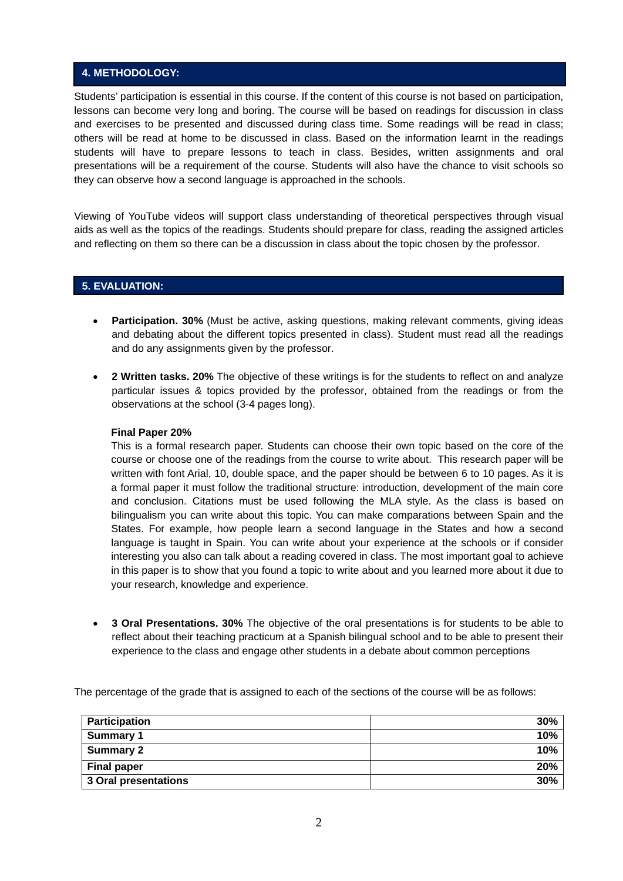## 4. METHODOLOGY:

Students' participation is essential in this course. If the content of this course is not based on participation, lessons can become very long and boring. The course will be based on readings for discussion in class and exercises to be presented and discussed during class time. Some readings will be read in class; others will be read at home to be discussed in class. Based on the information learnt in the readings students will have to prepare lessons to teach in class. Besides, written assignments and oral presentations will be a requirement of the course. Students will also have the chance to visit schools so they can observe how a second language is approached in the schools.

Viewing of YouTube videos will support class understanding of theoretical perspectives through visual aids as well as the topics of the readings. Students should prepare for class, reading the assigned articles and reflecting on them so there can be a discussion in class about the topic chosen by the professor.

## 5. EVALUATION:

- **Participation. 30%** (Must be active, asking questions, making relevant comments, giving ideas and debating about the different topics presented in class). Student must read all the readings and do any assignments given by the professor.

- **2 Written tasks. 20%** The objective of these writings is for the students to reflect on and analyze particular issues & topics provided by the professor, obtained from the readings or from the observations at the school (3-4 pages long).

  **Final Paper 20%**
  This is a formal research paper. Students can choose their own topic based on the core of the course or choose one of the readings from the course to write about. This research paper will be written with font Arial, 10, double space, and the paper should be between 6 to 10 pages. As it is a formal paper it must follow the traditional structure: introduction, development of the main core and conclusion. Citations must be used following the MLA style. As the class is based on bilingualism you can write about this topic. You can make comparations between Spain and the States. For example, how people learn a second language in the States and how a second language is taught in Spain. You can write about your experience at the schools or if consider interesting you also can talk about a reading covered in class. The most important goal to achieve in this paper is to show that you found a topic to write about and you learned more about it due to your research, knowledge and experience.

- **3 Oral Presentations. 30%** The objective of the oral presentations is for students to be able to reflect about their teaching practicum at a Spanish bilingual school and to be able to present their experience to the class and engage other students in a debate about common perceptions

The percentage of the grade that is assigned to each of the sections of the course will be as follows:

| **Participation** | **30%** |
|---|---|
| **Summary 1** | **10%** |
| **Summary 2** | **10%** |
| **Final paper** | **20%** |
| **3 Oral presentations** | **30%** |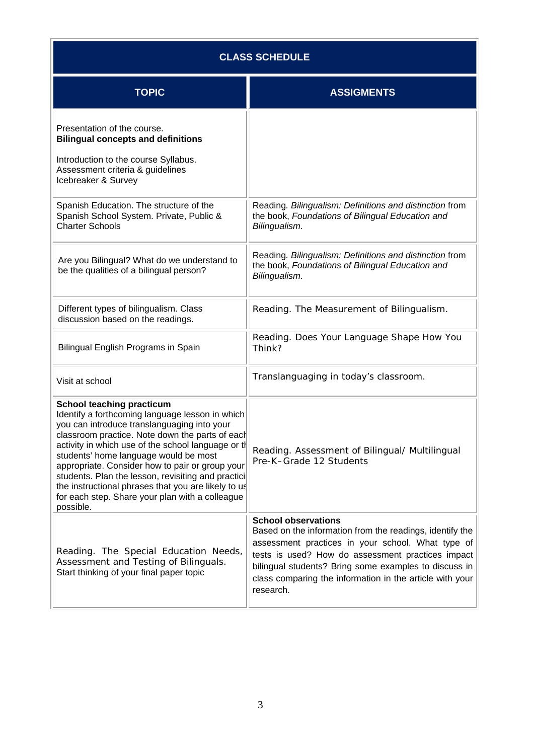| CLASS SCHEDULE | |
|---|---|
| **TOPIC** | **ASSIGMENTS** |
| Presentation of the course. **Bilingual concepts and definitions** <br><br> Introduction to the course Syllabus. Assessment criteria & guidelines Icebreaker & Survey | |
| Spanish Education. The structure of the Spanish School System. Private, Public & Charter Schools | Reading. *Bilingualism: Definitions and distinction* from the book, *Foundations of Bilingual Education and Bilingualism*. |
| Are you Bilingual? What do we understand to be the qualities of a bilingual person? | Reading. *Bilingualism: Definitions and distinction* from the book, *Foundations of Bilingual Education and Bilingualism*. |
| Different types of bilingualism. Class discussion based on the readings. | Reading. The Measurement of Bilingualism. |
| Bilingual English Programs in Spain | Reading. Does Your Language Shape How You Think? |
| Visit at school | Translanguaging in today's classroom. |
| **School teaching practicum** <br> Identify a forthcoming language lesson in which you can introduce translanguaging into your classroom practice. Note down the parts of each activity in which use of the school language or th students' home language would be most appropriate. Consider how to pair or group your students. Plan the lesson, revisiting and practici the instructional phrases that you are likely to us for each step. Share your plan with a colleague possible. | Reading. Assessment of Bilingual/ Multilingual Pre-K–Grade 12 Students |
| Reading. The Special Education Needs, Assessment and Testing of Bilinguals. Start thinking of your final paper topic | **School observations** <br> Based on the information from the readings, identify the assessment practices in your school. What type of tests is used? How do assessment practices impact bilingual students? Bring some examples to discuss in class comparing the information in the article with your research. |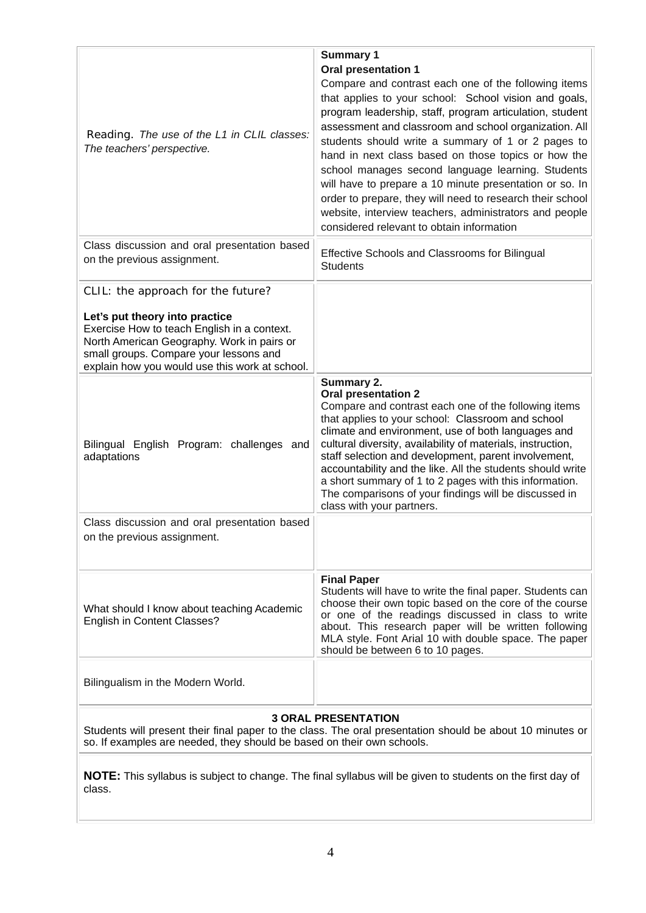| | |
|---|---|
| Reading. *The use of the L1 in CLIL classes: The teachers' perspective.* | **Summary 1**<br>**Oral presentation 1**<br>Compare and contrast each one of the following items that applies to your school: School vision and goals, program leadership, staff, program articulation, student assessment and classroom and school organization. All students should write a summary of 1 or 2 pages to hand in next class based on those topics or how the school manages second language learning. Students will have to prepare a 10 minute presentation or so. In order to prepare, they will need to research their school website, interview teachers, administrators and people considered relevant to obtain information |
| Class discussion and oral presentation based on the previous assignment. | Effective Schools and Classrooms for Bilingual Students |
| CLIL: the approach for the future?<br><br>**Let's put theory into practice**<br>Exercise How to teach English in a context. North American Geography. Work in pairs or small groups. Compare your lessons and explain how you would use this work at school. | |
| Bilingual English Program: challenges and adaptations | **Summary 2.**<br>**Oral presentation 2**<br>Compare and contrast each one of the following items that applies to your school: Classroom and school climate and environment, use of both languages and cultural diversity, availability of materials, instruction, staff selection and development, parent involvement, accountability and the like. All the students should write a short summary of 1 to 2 pages with this information. The comparisons of your findings will be discussed in class with your partners. |
| Class discussion and oral presentation based on the previous assignment. | |
| What should I know about teaching Academic English in Content Classes? | **Final Paper**<br>Students will have to write the final paper. Students can choose their own topic based on the core of the course or one of the readings discussed in class to write about. This research paper will be written following MLA style. Font Arial 10 with double space. The paper should be between 6 to 10 pages. |
| Bilingualism in the Modern World. | |

**3 ORAL PRESENTATION**

Students will present their final paper to the class. The oral presentation should be about 10 minutes or so. If examples are needed, they should be based on their own schools.

**NOTE:** This syllabus is subject to change. The final syllabus will be given to students on the first day of class.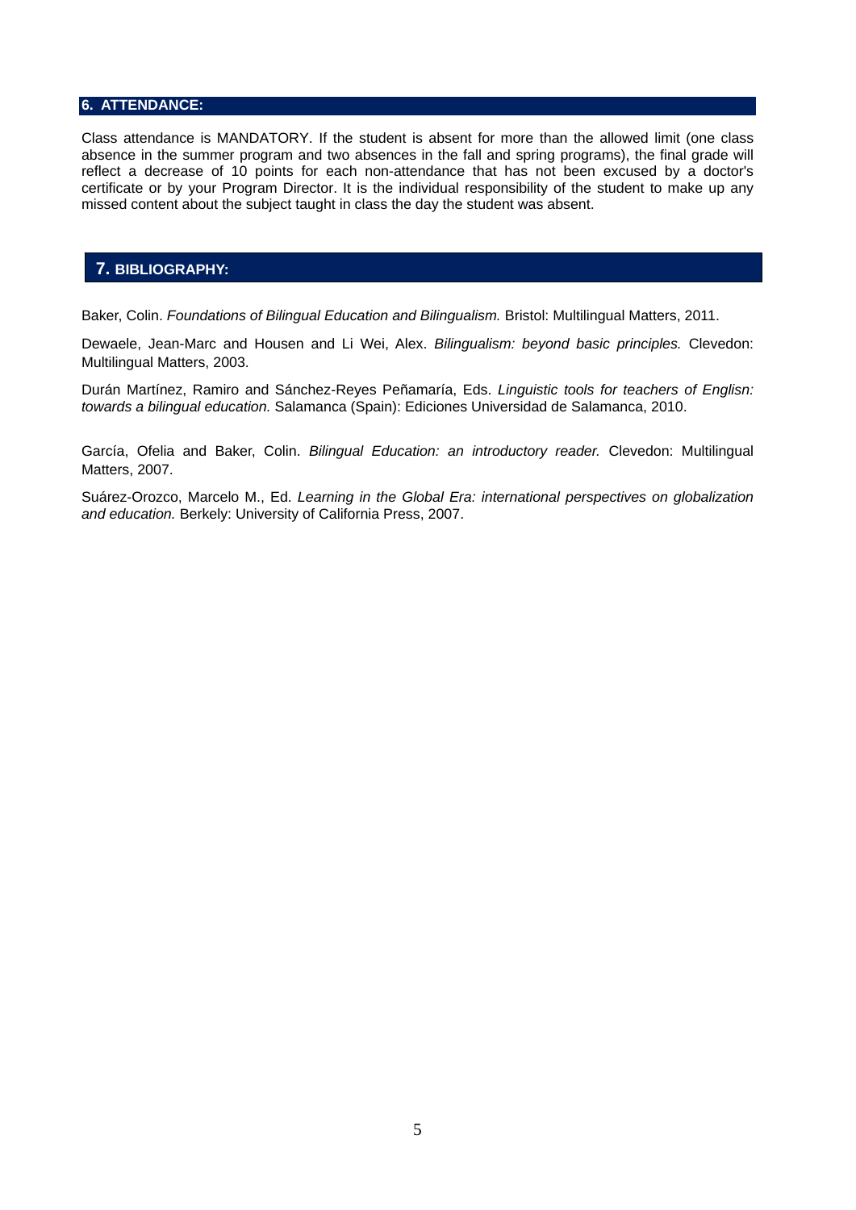## 6. ATTENDANCE:

Class attendance is MANDATORY. If the student is absent for more than the allowed limit (one class absence in the summer program and two absences in the fall and spring programs), the final grade will reflect a decrease of 10 points for each non-attendance that has not been excused by a doctor's certificate or by your Program Director. It is the individual responsibility of the student to make up any missed content about the subject taught in class the day the student was absent.

## 7. BIBLIOGRAPHY:

Baker, Colin. *Foundations of Bilingual Education and Bilingualism.* Bristol: Multilingual Matters, 2011.

Dewaele, Jean-Marc and Housen and Li Wei, Alex. *Bilingualism: beyond basic principles.* Clevedon: Multilingual Matters, 2003.

Durán Martínez, Ramiro and Sánchez-Reyes Peñamaría, Eds. *Linguistic tools for teachers of Englisn: towards a bilingual education.* Salamanca (Spain): Ediciones Universidad de Salamanca, 2010.

García, Ofelia and Baker, Colin. *Bilingual Education: an introductory reader.* Clevedon: Multilingual Matters, 2007.

Suárez-Orozco, Marcelo M., Ed. *Learning in the Global Era: international perspectives on globalization and education.* Berkely: University of California Press, 2007.